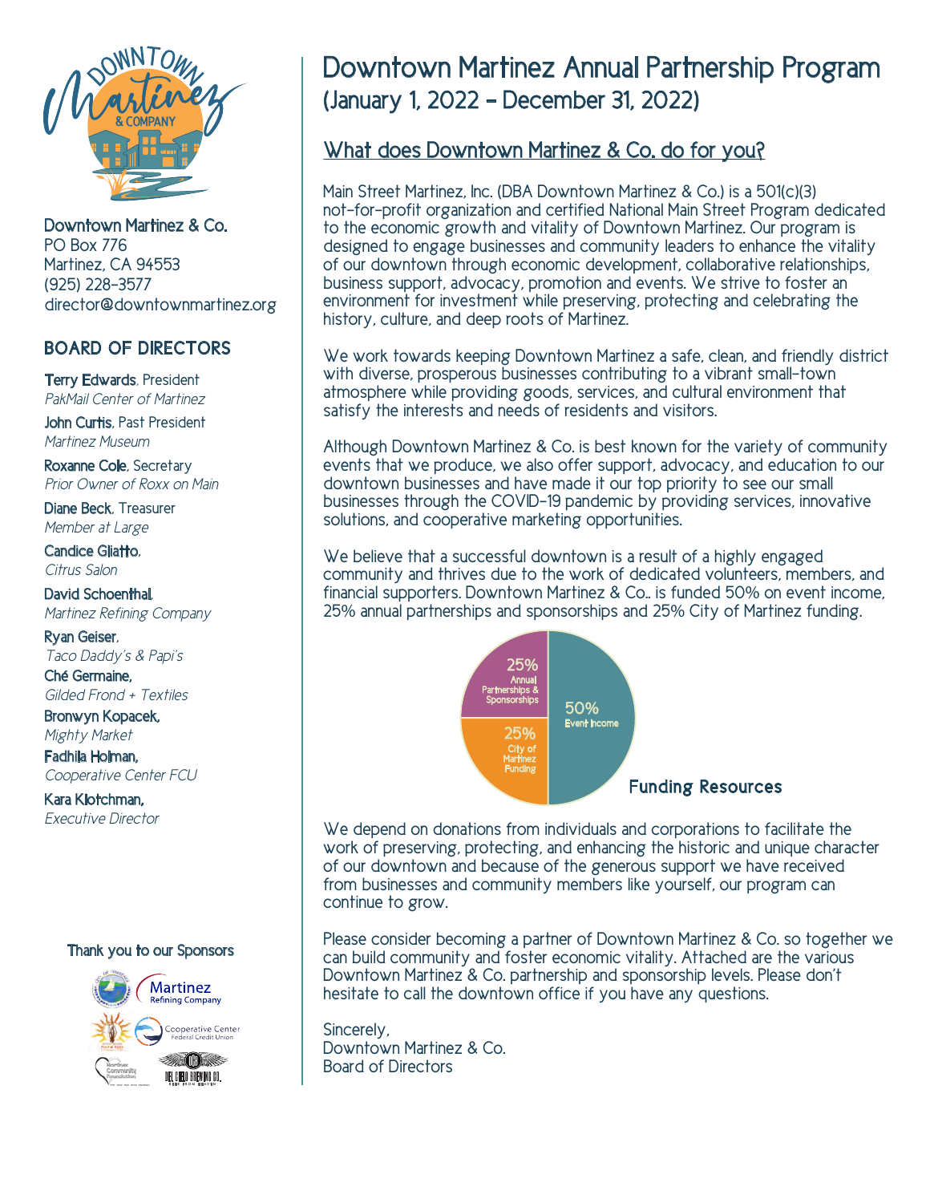Downtown Martinez & Co.
PO Box 776
Martinez, CA 94553
(925) 228-3577
director@downtownmartinez.org

## BOARD OF DIRECTORS

**Terry Edwards**, President
*PakMail Center of Martinez*

**John Curtis**, Past President
*Martinez Museum*

**Roxanne Cole**, Secretary
*Prior Owner of Roxx on Main*

**Diane Beck**, Treasurer
*Member at Large*

**Candice Gliatto**,
*Citrus Salon*

**David Schoenthal**,
*Martinez Refining Company*

**Ryan Geiser**,
*Taco Daddy's & Papi's*

**Ché Germaine**,
*Gilded Frond + Textiles*

**Bronwyn Kopacek**,
*Mighty Market*

**Fadhila Holman**,
*Cooperative Center FCU*

**Kara Klotchman**,
*Executive Director*

Thank you to our Sponsors

# Downtown Martinez Annual Partnership Program
## (January 1, 2022 – December 31, 2022)

### What does Downtown Martinez & Co. do for you?

Main Street Martinez, Inc. (DBA Downtown Martinez & Co.) is a 501(c)(3) not-for-profit organization and certified National Main Street Program dedicated to the economic growth and vitality of Downtown Martinez. Our program is designed to engage businesses and community leaders to enhance the vitality of our downtown through economic development, collaborative relationships, business support, advocacy, promotion and events. We strive to foster an environment for investment while preserving, protecting and celebrating the history, culture, and deep roots of Martinez.

We work towards keeping Downtown Martinez a safe, clean, and friendly district with diverse, prosperous businesses contributing to a vibrant small-town atmosphere while providing goods, services, and cultural environment that satisfy the interests and needs of residents and visitors.

Although Downtown Martinez & Co. is best known for the variety of community events that we produce, we also offer support, advocacy, and education to our downtown businesses and have made it our top priority to see our small businesses through the COVID-19 pandemic by providing services, innovative solutions, and cooperative marketing opportunities.

We believe that a successful downtown is a result of a highly engaged community and thrives due to the work of dedicated volunteers, members, and financial supporters. Downtown Martinez & Co.. is funded 50% on event income, 25% annual partnerships and sponsorships and 25% City of Martinez funding.

Funding Resources

- 50% Event Income
- 25% Annual Partnerships & Sponsorships
- 25% City of Martinez Funding

We depend on donations from individuals and corporations to facilitate the work of preserving, protecting, and enhancing the historic and unique character of our downtown and because of the generous support we have received from businesses and community members like yourself, our program can continue to grow.

Please consider becoming a partner of Downtown Martinez & Co. so together we can build community and foster economic vitality. Attached are the various Downtown Martinez & Co. partnership and sponsorship levels. Please don't hesitate to call the downtown office if you have any questions.

Sincerely,
Downtown Martinez & Co.
Board of Directors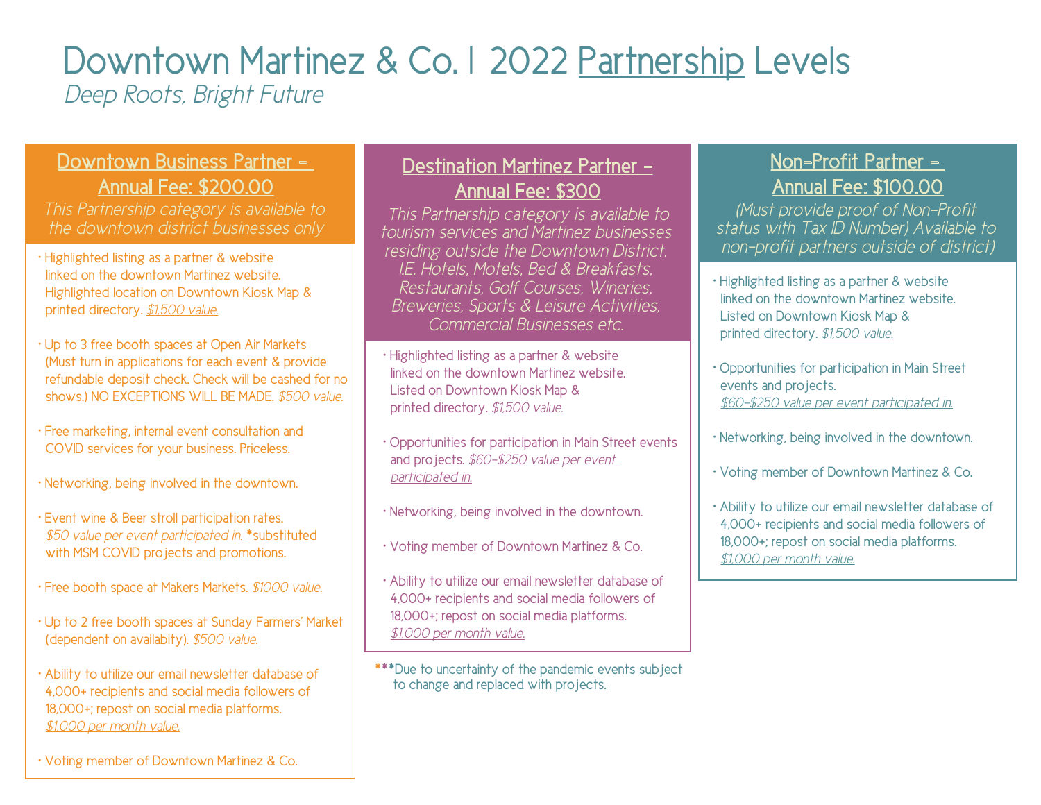# Downtown Martinez & Co. | 2022 Partnership Levels

*Deep Roots, Bright Future*

## Downtown Business Partner – Annual Fee: $200.00

*This Partnership category is available to the downtown district businesses only*

- Highlighted listing as a partner & website linked on the downtown Martinez website. Highlighted location on Downtown Kiosk Map & printed directory. *$1,500 value.*
- Up to 3 free booth spaces at Open Air Markets (Must turn in applications for each event & provide refundable deposit check. Check will be cashed for no shows.) NO EXCEPTIONS WILL BE MADE. *$500 value.*
- Free marketing, internal event consultation and COVID services for your business. Priceless.
- Networking, being involved in the downtown.
- Event wine & Beer stroll participation rates. *$50 value per event participated in.* *substituted with MSM COVID projects and promotions.
- Free booth space at Makers Markets. *$1000 value.*
- Up to 2 free booth spaces at Sunday Farmers' Market (dependent on availabilty). *$500 value.*
- Ability to utilize our email newsletter database of 4,000+ recipients and social media followers of 18,000+; repost on social media platforms. *$1,000 per month value.*
- Voting member of Downtown Martinez & Co.

## Destination Martinez Partner – Annual Fee: $300

*This Partnership category is available to tourism services and Martinez businesses residing outside the Downtown District. I.E. Hotels, Motels, Bed & Breakfasts, Restaurants, Golf Courses, Wineries, Breweries, Sports & Leisure Activities, Commercial Businesses etc.*

- Highlighted listing as a partner & website linked on the downtown Martinez website. Listed on Downtown Kiosk Map & printed directory. *$1,500 value.*
- Opportunities for participation in Main Street events and projects. *$60-$250 value per event participated in.*
- Networking, being involved in the downtown.
- Voting member of Downtown Martinez & Co.
- Ability to utilize our email newsletter database of 4,000+ recipients and social media followers of 18,000+; repost on social media platforms. *$1,000 per month value.*

***Due to uncertainty of the pandemic events subject to change and replaced with projects.

## Non-Profit Partner – Annual Fee: $100.00

*(Must provide proof of Non-Profit status with Tax ID Number) Available to non-profit partners outside of district)*

- Highlighted listing as a partner & website linked on the downtown Martinez website. Listed on Downtown Kiosk Map & printed directory. *$1,500 value.*
- Opportunities for participation in Main Street events and projects. *$60-$250 value per event participated in.*
- Networking, being involved in the downtown.
- Voting member of Downtown Martinez & Co.
- Ability to utilize our email newsletter database of 4,000+ recipients and social media followers of 18,000+; repost on social media platforms. *$1,000 per month value.*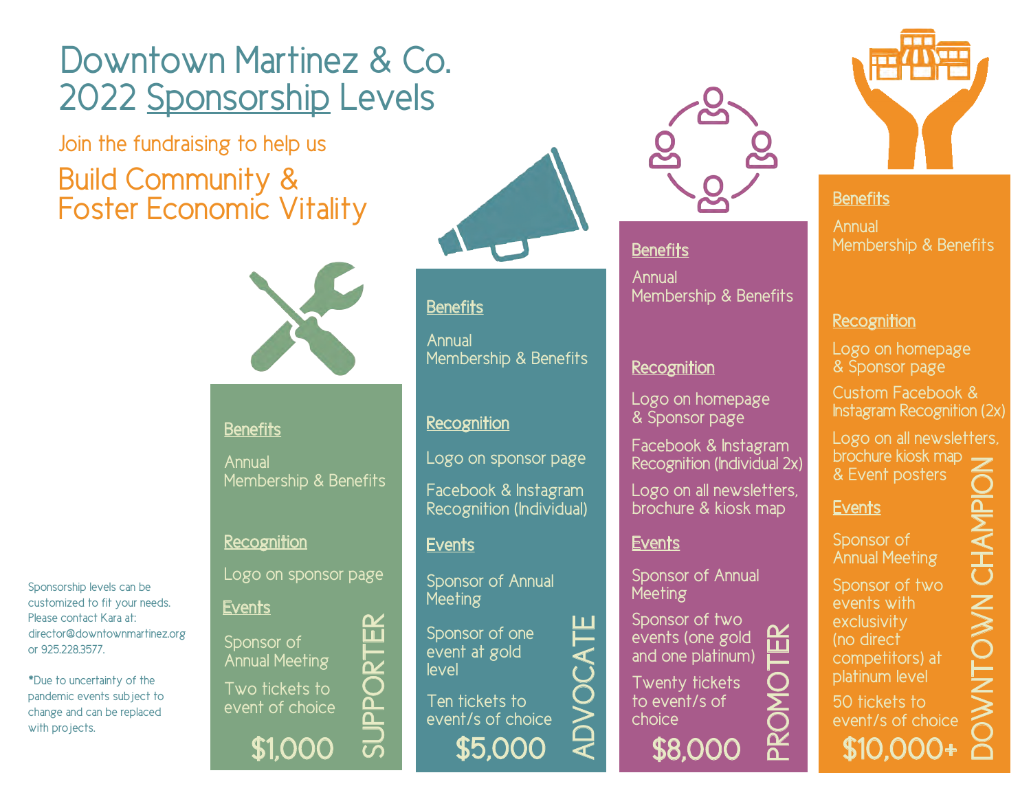# Downtown Martinez & Co.
# 2022 Sponsorship Levels

Join the fundraising to help us

## Build Community & Foster Economic Vitality

Sponsorship levels can be customized to fit your needs. Please contact Kara at: director@downtownmartinez.org or 925.228.3577.

*Due to uncertainty of the pandemic events subject to change and can be replaced with projects.

## SUPPORTER — $1,000

**Benefits**

Annual Membership & Benefits

**Recognition**

Logo on sponsor page

**Events**

Sponsor of Annual Meeting

Two tickets to event of choice

## ADVOCATE — $5,000

**Benefits**

Annual Membership & Benefits

**Recognition**

Logo on sponsor page

Facebook & Instagram Recognition (Individual)

**Events**

Sponsor of Annual Meeting

Sponsor of one event at gold level

Ten tickets to event/s of choice

## PROMOTER — $8,000

**Benefits**

Annual Membership & Benefits

**Recognition**

Logo on homepage & Sponsor page

Facebook & Instagram Recognition (Individual 2x)

Logo on all newsletters, brochure & kiosk map

**Events**

Sponsor of Annual Meeting

Sponsor of two events (one gold and one platinum)

Twenty tickets to event/s of choice

## DOWNTOWN CHAMPION — $10,000+

**Benefits**

Annual Membership & Benefits

**Recognition**

Logo on homepage & Sponsor page

Custom Facebook & Instagram Recognition (2x)

Logo on all newsletters, brochure kiosk map & Event posters

**Events**

Sponsor of Annual Meeting

Sponsor of two events with exclusivity (no direct competitors) at platinum level

50 tickets to event/s of choice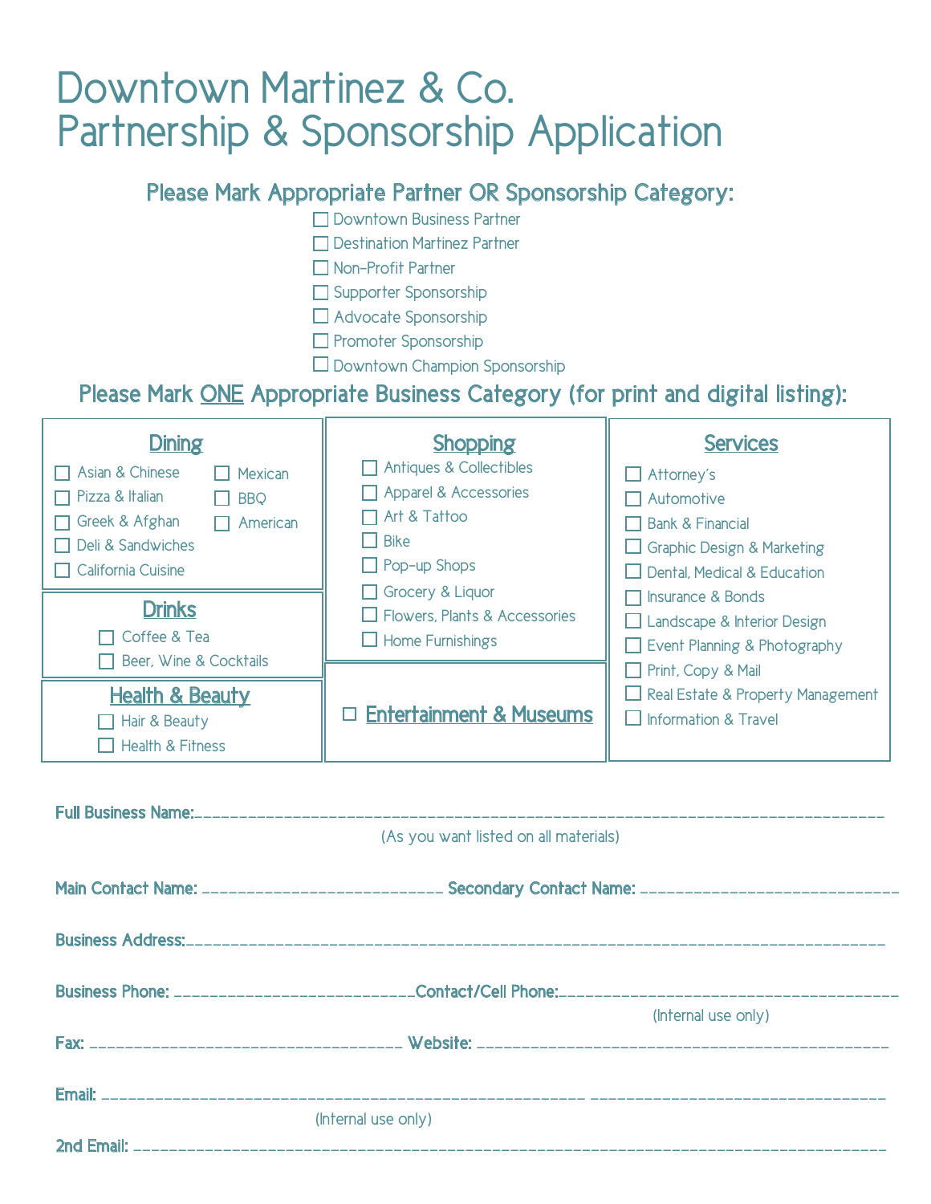# Downtown Martinez & Co.
# Partnership & Sponsorship Application

## Please Mark Appropriate Partner OR Sponsorship Category:

- ☐ Downtown Business Partner
- ☐ Destination Martinez Partner
- ☐ Non-Profit Partner
- ☐ Supporter Sponsorship
- ☐ Advocate Sponsorship
- ☐ Promoter Sponsorship
- ☐ Downtown Champion Sponsorship

## Please Mark ONE Appropriate Business Category (for print and digital listing):

### Dining

- ☐ Asian & Chinese
- ☐ Pizza & Italian
- ☐ Greek & Afghan
- ☐ Deli & Sandwiches
- ☐ California Cuisine
- ☐ Mexican
- ☐ BBQ
- ☐ American

### Drinks

- ☐ Coffee & Tea
- ☐ Beer, Wine & Cocktails

### Health & Beauty

- ☐ Hair & Beauty
- ☐ Health & Fitness

### Shopping

- ☐ Antiques & Collectibles
- ☐ Apparel & Accessories
- ☐ Art & Tattoo
- ☐ Bike
- ☐ Pop-up Shops
- ☐ Grocery & Liquor
- ☐ Flowers, Plants & Accessories
- ☐ Home Furnishings

### ☐ Entertainment & Museums

### Services

- ☐ Attorney's
- ☐ Automotive
- ☐ Bank & Financial
- ☐ Graphic Design & Marketing
- ☐ Dental, Medical & Education
- ☐ Insurance & Bonds
- ☐ Landscape & Interior Design
- ☐ Event Planning & Photography
- ☐ Print, Copy & Mail
- ☐ Real Estate & Property Management
- ☐ Information & Travel

**Full Business Name:**________________________________________________________________________

(As you want listed on all materials)

**Main Contact Name:** ___________________________ **Secondary Contact Name:** ____________________________

**Business Address:**________________________________________________________________________

**Business Phone:** ___________________________**Contact/Cell Phone:**____________________________________

(Internal use only)

**Fax:** ___________________________________ **Website:** ____________________________________________

**Email:** _______________________________________________________ _________________________________

(Internal use only)

**2nd Email:** __________________________________________________________________________________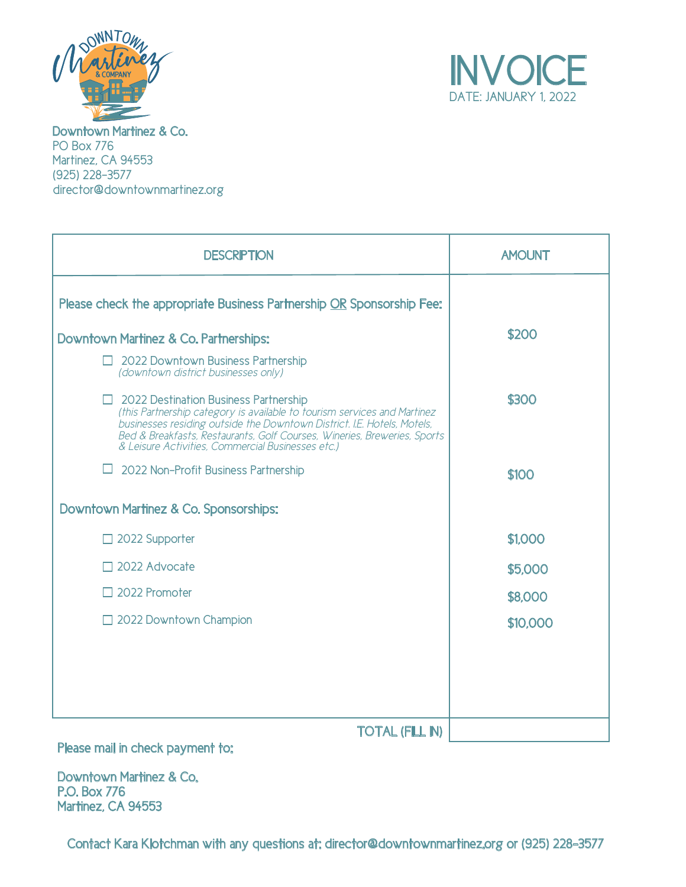Downtown Martinez & Co.
PO Box 776
Martinez, CA 94553
(925) 228-3577
director@downtownmartinez.org

# INVOICE

DATE: JANUARY 1, 2022

| DESCRIPTION | AMOUNT |
|---|---|
| **Please check the appropriate Business Partnership OR Sponsorship Fee:** | |
| **Downtown Martinez & Co. Partnerships:** | |
| ☐ 2022 Downtown Business Partnership *(downtown district businesses only)* | $200 |
| ☐ 2022 Destination Business Partnership *(this Partnership category is available to tourism services and Martinez businesses residing outside the Downtown District. I.E. Hotels, Motels, Bed & Breakfasts, Restaurants, Golf Courses, Wineries, Breweries, Sports & Leisure Activities, Commercial Businesses etc.)* | $300 |
| ☐ 2022 Non-Profit Business Partnership | $100 |
| **Downtown Martinez & Co. Sponsorships:** | |
| ☐ 2022 Supporter | $1,000 |
| ☐ 2022 Advocate | $5,000 |
| ☐ 2022 Promoter | $8,000 |
| ☐ 2022 Downtown Champion | $10,000 |
| TOTAL (FILL IN) | |

Please mail in check payment to:

Downtown Martinez & Co.
P.O. Box 776
Martinez, CA 94553

Contact Kara Klotchman with any questions at: director@downtownmartinez.org or (925) 228-3577